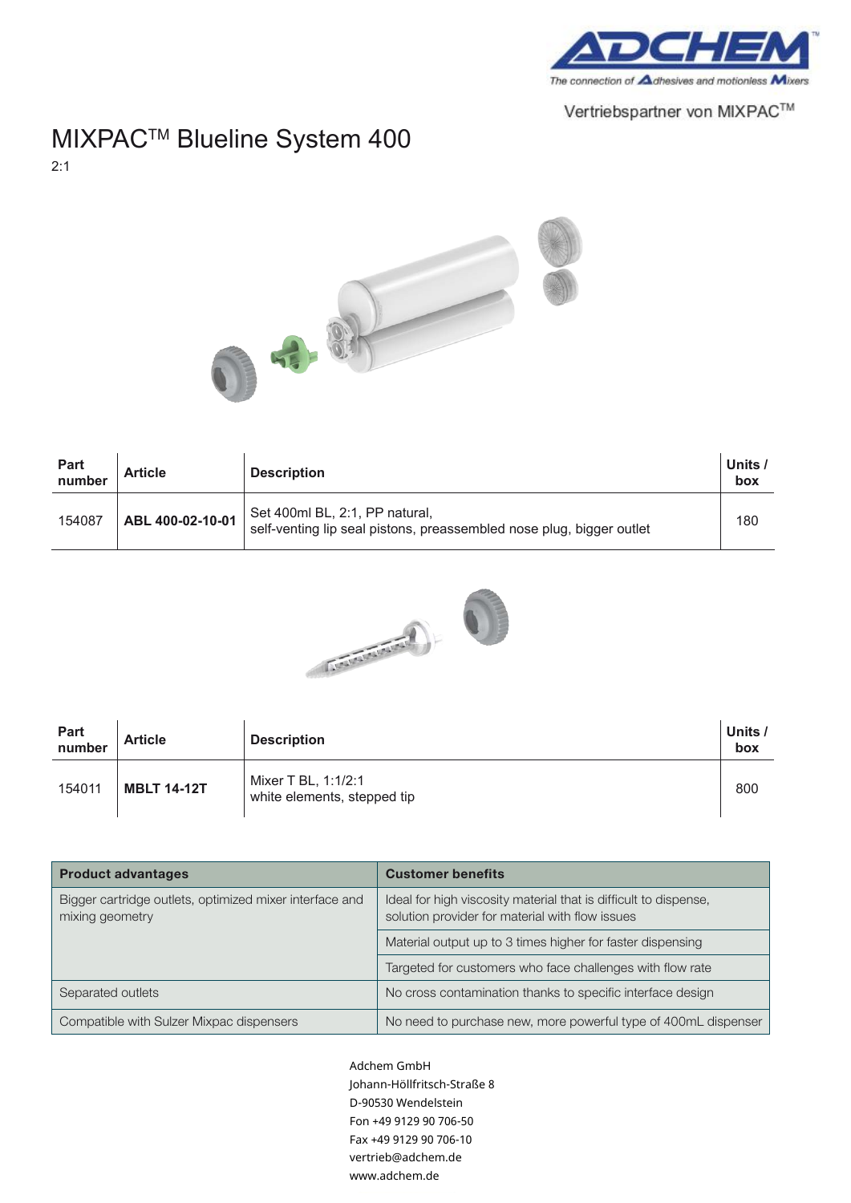ADCHEM™

The connection of Adhesives and motionless Mixers

Vertriebspartner von MIXPAC™

# MIXPAC™ Blueline System 400

2:1

| Part number | Article | Description | Units / box |
|---|---|---|---|
| 154087 | **ABL 400-02-10-01** | Set 400ml BL, 2:1, PP natural,<br>self-venting lip seal pistons, preassembled nose plug, bigger outlet | 180 |

| Part number | Article | Description | Units / box |
|---|---|---|---|
| 154011 | **MBLT 14-12T** | Mixer T BL, 1:1/2:1<br>white elements, stepped tip | 800 |

| Product advantages | Customer benefits |
|---|---|
| Bigger cartridge outlets, optimized mixer interface and mixing geometry | Ideal for high viscosity material that is difficult to dispense, solution provider for material with flow issues |
| | Material output up to 3 times higher for faster dispensing |
| | Targeted for customers who face challenges with flow rate |
| Separated outlets | No cross contamination thanks to specific interface design |
| Compatible with Sulzer Mixpac dispensers | No need to purchase new, more powerful type of 400mL dispenser |

Adchem GmbH
Johann-Höllfritsch-Straße 8
D-90530 Wendelstein
Fon +49 9129 90 706-50
Fax +49 9129 90 706-10
vertrieb@adchem.de
www.adchem.de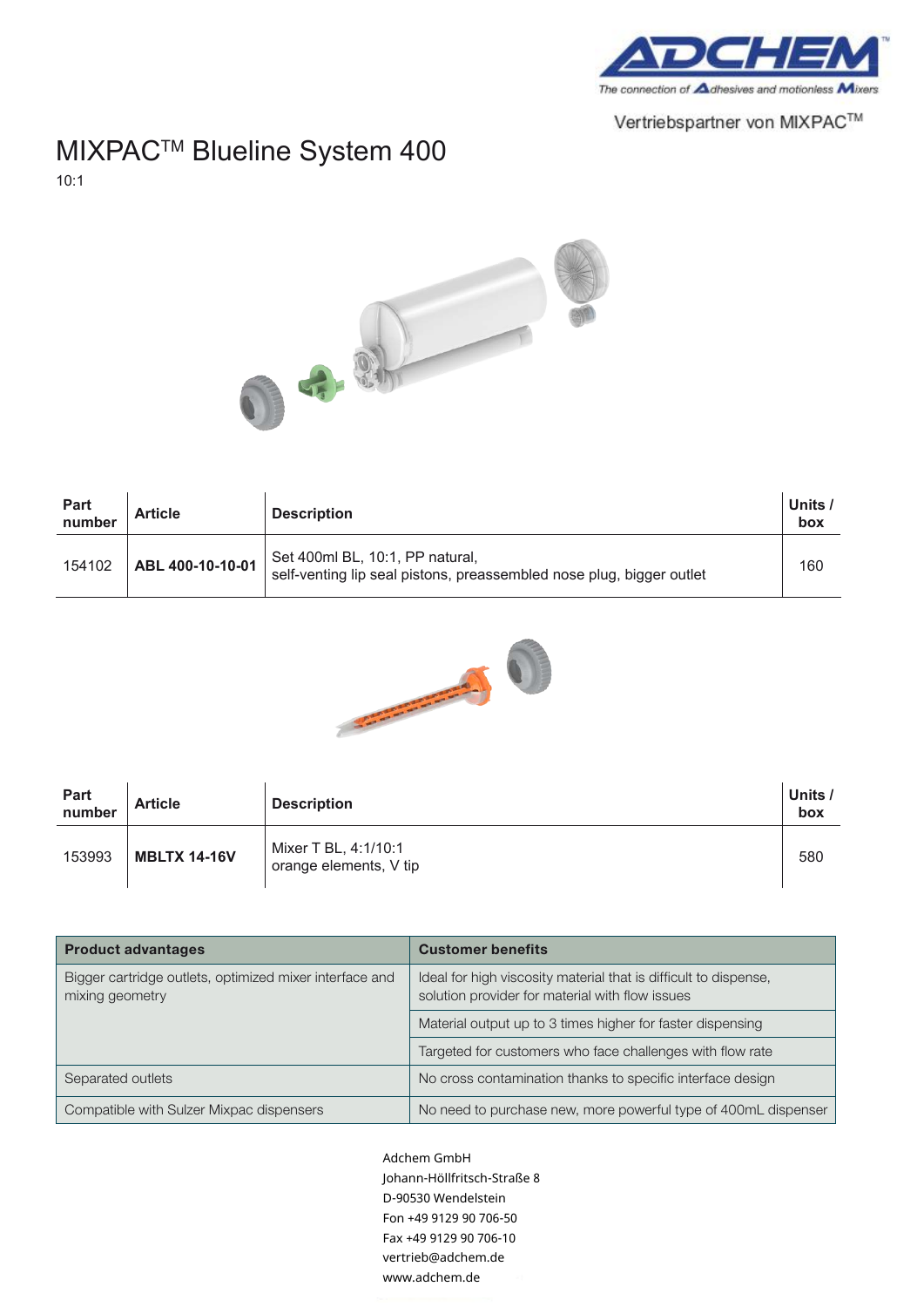ADCHEM

The connection of Adhesives and motionless Mixers

Vertriebspartner von MIXPAC™

# MIXPAC™ Blueline System 400

10:1

| Part number | Article | Description | Units / box |
|---|---|---|---|
| 154102 | **ABL 400-10-10-01** | Set 400ml BL, 10:1, PP natural,<br>self-venting lip seal pistons, preassembled nose plug, bigger outlet | 160 |

| Part number | Article | Description | Units / box |
|---|---|---|---|
| 153993 | **MBLTX 14-16V** | Mixer T BL, 4:1/10:1<br>orange elements, V tip | 580 |

| Product advantages | Customer benefits |
|---|---|
| Bigger cartridge outlets, optimized mixer interface and mixing geometry | Ideal for high viscosity material that is difficult to dispense, solution provider for material with flow issues |
| | Material output up to 3 times higher for faster dispensing |
| | Targeted for customers who face challenges with flow rate |
| Separated outlets | No cross contamination thanks to specific interface design |
| Compatible with Sulzer Mixpac dispensers | No need to purchase new, more powerful type of 400mL dispenser |

Adchem GmbH
Johann-Höllfritsch-Straße 8
D-90530 Wendelstein
Fon +49 9129 90 706-50
Fax +49 9129 90 706-10
vertrieb@adchem.de
www.adchem.de